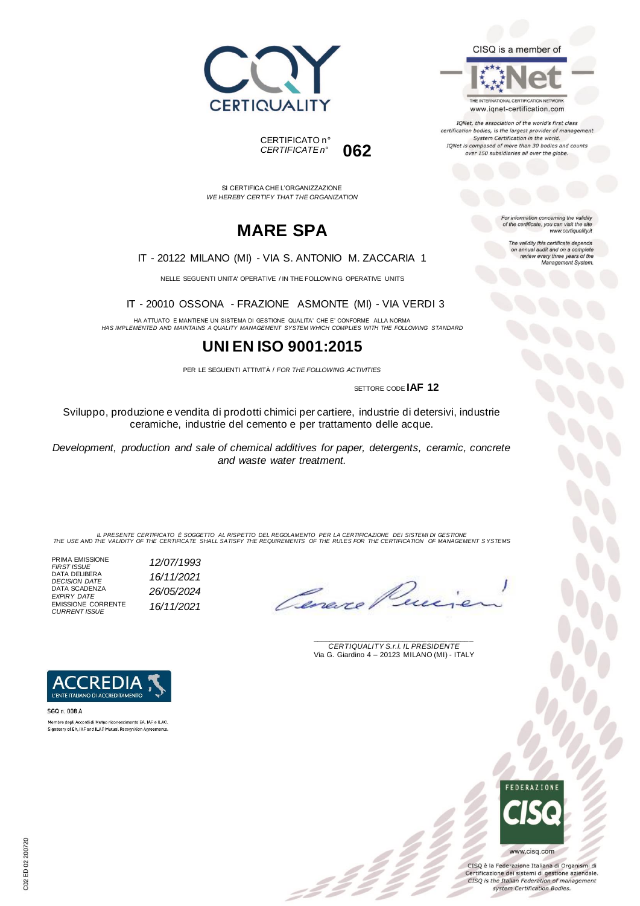CERTIQUALITY

CISQ is a member of

IQNet — THE INTERNATIONAL CERTIFICATION NETWORK
www.iqnet-certification.com

*IQNet, the association of the world's first class certification bodies, is the largest provider of management System Certification in the world. IQNet is composed of more than 30 bodies and counts over 150 subsidiaries all over the globe.*

CERTIFICATO n°
*CERTIFICATE n°* **062**

SI CERTIFICA CHE L'ORGANIZZAZIONE
*WE HEREBY CERTIFY THAT THE ORGANIZATION*

# MARE SPA

IT - 20122 MILANO (MI) - VIA S. ANTONIO M. ZACCARIA 1

NELLE SEGUENTI UNITA' OPERATIVE / IN THE FOLLOWING OPERATIVE UNITS

IT - 20010 OSSONA - FRAZIONE ASMONTE (MI) - VIA VERDI 3

HA ATTUATO E MANTIENE UN SISTEMA DI GESTIONE QUALITA' CHE E' CONFORME ALLA NORMA
*HAS IMPLEMENTED AND MAINTAINS A QUALITY MANAGEMENT SYSTEM WHICH COMPLIES WITH THE FOLLOWING STANDARD*

# UNI EN ISO 9001:2015

PER LE SEGUENTI ATTIVITÀ / *FOR THE FOLLOWING ACTIVITIES*

SETTORE CODE **IAF 12**

Sviluppo, produzione e vendita di prodotti chimici per cartiere, industrie di detersivi, industrie ceramiche, industrie del cemento e per trattamento delle acque.

*Development, production and sale of chemical additives for paper, detergents, ceramic, concrete and waste water treatment.*

*For information concerning the validity of the certificate, you can visit the site www.certiquality.it*

*The validity this certificate depends on annual audit and on a complete review every three years of the Management System.*

*IL PRESENTE CERTIFICATO È SOGGETTO AL RISPETTO DEL REGOLAMENTO PER LA CERTIFICAZIONE DEI SISTEMI DI GESTIONE*
*THE USE AND THE VALIDITY OF THE CERTIFICATE SHALL SATISFY THE REQUIREMENTS OF THE RULES FOR THE CERTIFICATION OF MANAGEMENT SYSTEMS*

| | |
|---|---|
| PRIMA EMISSIONE / *FIRST ISSUE* | *12/07/1993* |
| DATA DELIBERA / *DECISION DATE* | *16/11/2021* |
| DATA SCADENZA / *EXPIRY DATE* | *26/05/2024* |
| EMISSIONE CORRENTE / *CURRENT ISSUE* | *16/11/2021* |

*CERTIQUALITY S.r.l. IL PRESIDENTE*
Via G. Giardino 4 – 20123 MILANO (MI) - ITALY

ACCREDIA — L'ENTE ITALIANO DI ACCREDITAMENTO
SGQ n. 008 A
Membro degli Accordi di Mutuo riconoscimento EA, IAF e ILAC.
Signatory of EA, IAF and ILAC Mutual Recognition Agreements.

FEDERAZIONE CISQ
www.cisq.com

CISQ è la Federazione Italiana di Organismi di Certificazione dei sistemi di gestione aziendale.
*CISQ is the Italian Federation of management system Certification Bodies.*

C02 ED 02 200720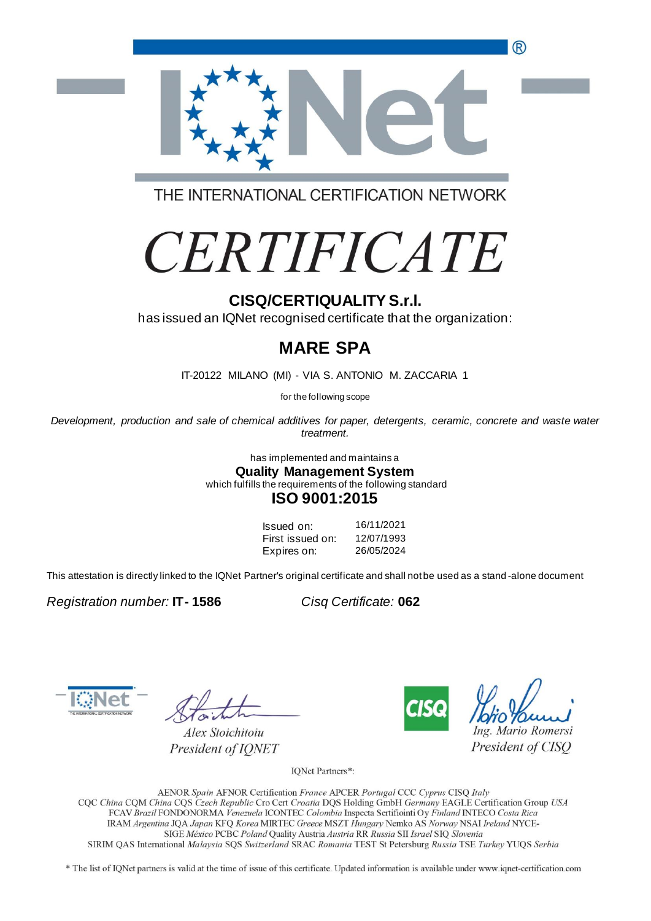IQNet®

THE INTERNATIONAL CERTIFICATION NETWORK

# CERTIFICATE

## CISQ/CERTIQUALITY S.r.l.

has issued an IQNet recognised certificate that the organization:

## MARE SPA

IT-20122 MILANO (MI) - VIA S. ANTONIO M. ZACCARIA 1

for the following scope

*Development, production and sale of chemical additives for paper, detergents, ceramic, concrete and waste water treatment.*

has implemented and maintains a

**Quality Management System**

which fulfills the requirements of the following standard

**ISO 9001:2015**

| | |
|---|---|
| Issued on: | 16/11/2021 |
| First issued on: | 12/07/1993 |
| Expires on: | 26/05/2024 |

This attestation is directly linked to the IQNet Partner's original certificate and shall not be used as a stand-alone document

*Registration number:* **IT - 1586** *Cisq Certificate:* **062**

*Alex Stoichitoiu*
*President of IQNET*

*Ing. Mario Romersi*
*President of CISQ*

IQNet Partners*:

AENOR *Spain* AFNOR Certification *France* APCER *Portugal* CCC *Cyprus* CISQ *Italy*
CQC *China* CQM *China* CQS *Czech Republic* Cro Cert *Croatia* DQS Holding GmbH *Germany* EAGLE Certification Group *USA*
FCAV *Brazil* FONDONORMA *Venezuela* ICONTEC *Colombia* Inspecta Sertifiointi Oy *Finland* INTECO *Costa Rica*
IRAM *Argentina* JQA *Japan* KFQ *Korea* MIRTEC *Greece* MSZT *Hungary* Nemko AS *Norway* NSAI *Ireland* NYCE-SIGE *México* PCBC *Poland* Quality Austria *Austria* RR *Russia* SII *Israel* SIQ *Slovenia*
SIRIM QAS International *Malaysia* SQS *Switzerland* SRAC *Romania* TEST St Petersburg *Russia* TSE *Turkey* YUQS *Serbia*

* The list of IQNet partners is valid at the time of issue of this certificate. Updated information is available under www.iqnet-certification.com